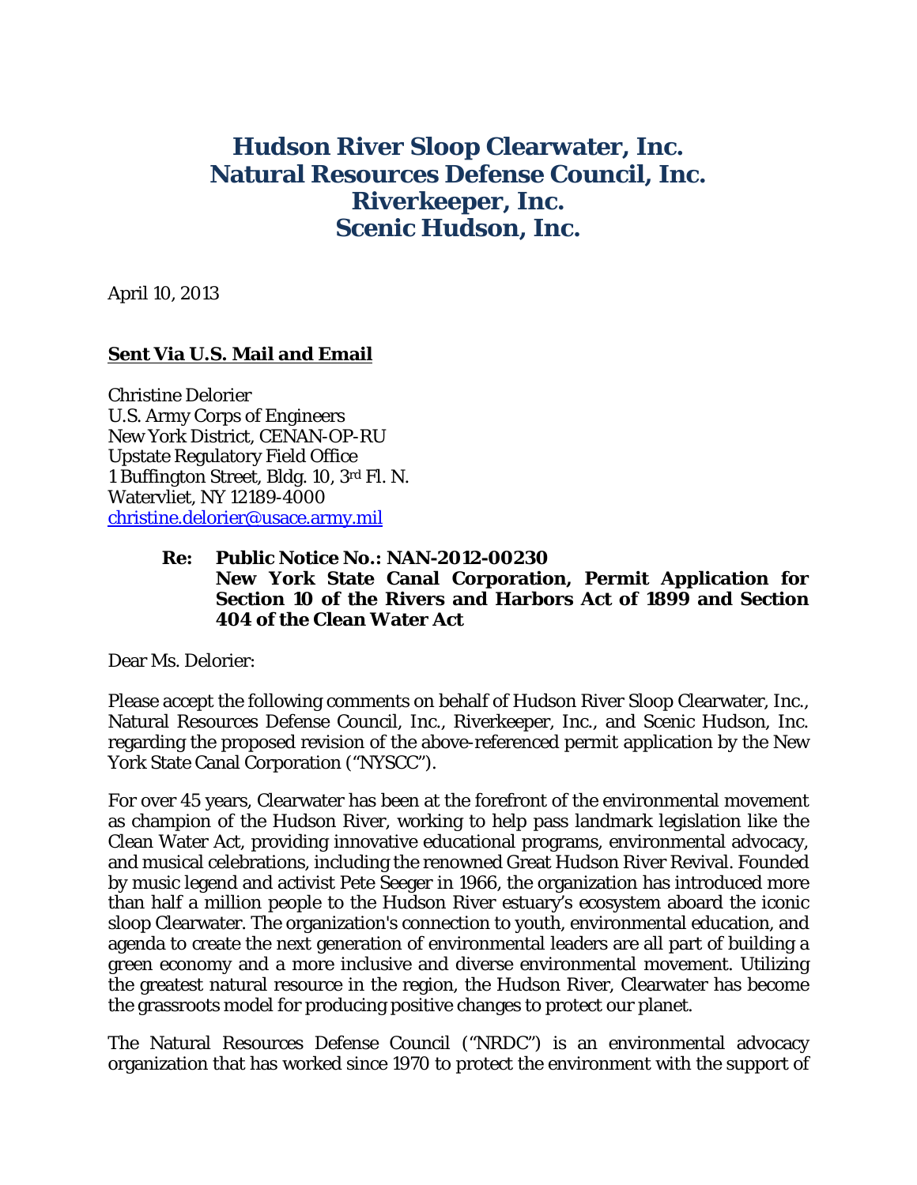# Hudson River Sloop Clearwater, Inc.
# Natural Resources Defense Council, Inc.
# Riverkeeper, Inc.
# Scenic Hudson, Inc.

April 10, 2013

**Sent Via U.S. Mail and Email**

Christine Delorier
U.S. Army Corps of Engineers
New York District, CENAN-OP-RU
Upstate Regulatory Field Office
1 Buffington Street, Bldg. 10, 3rd Fl. N.
Watervliet, NY 12189-4000
christine.delorier@usace.army.mil

> **Re: Public Notice No.: NAN-2012-00230**
> **New York State Canal Corporation, Permit Application for Section 10 of the Rivers and Harbors Act of 1899 and Section 404 of the Clean Water Act**

Dear Ms. Delorier:

Please accept the following comments on behalf of Hudson River Sloop Clearwater, Inc., Natural Resources Defense Council, Inc., Riverkeeper, Inc., and Scenic Hudson, Inc. regarding the proposed revision of the above-referenced permit application by the New York State Canal Corporation ("NYSCC").

For over 45 years, Clearwater has been at the forefront of the environmental movement as champion of the Hudson River, working to help pass landmark legislation like the Clean Water Act, providing innovative educational programs, environmental advocacy, and musical celebrations, including the renowned Great Hudson River Revival. Founded by music legend and activist Pete Seeger in 1966, the organization has introduced more than half a million people to the Hudson River estuary's ecosystem aboard the iconic sloop Clearwater. The organization's connection to youth, environmental education, and agenda to create the next generation of environmental leaders are all part of building a green economy and a more inclusive and diverse environmental movement. Utilizing the greatest natural resource in the region, the Hudson River, Clearwater has become the grassroots model for producing positive changes to protect our planet.

The Natural Resources Defense Council ("NRDC") is an environmental advocacy organization that has worked since 1970 to protect the environment with the support of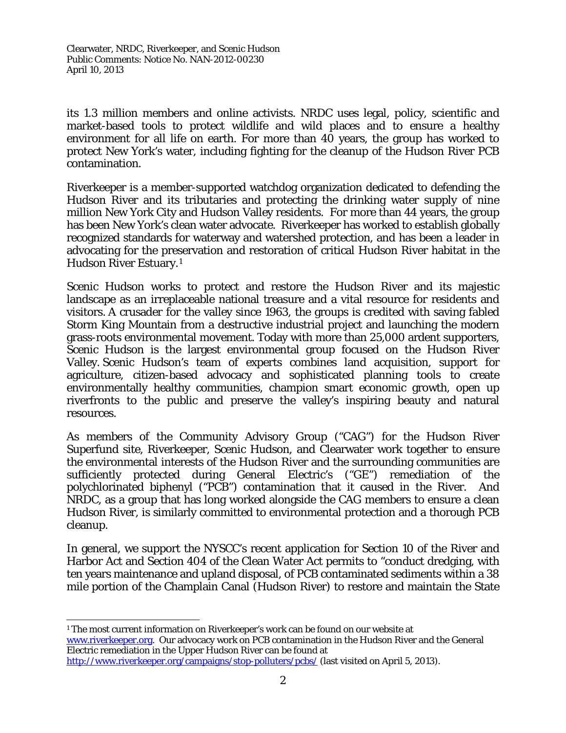its 1.3 million members and online activists. NRDC uses legal, policy, scientific and market-based tools to protect wildlife and wild places and to ensure a healthy environment for all life on earth. For more than 40 years, the group has worked to protect New York's water, including fighting for the cleanup of the Hudson River PCB contamination.

Riverkeeper is a member-supported watchdog organization dedicated to defending the Hudson River and its tributaries and protecting the drinking water supply of nine million New York City and Hudson Valley residents. For more than 44 years, the group has been New York's clean water advocate. Riverkeeper has worked to establish globally recognized standards for waterway and watershed protection, and has been a leader in advocating for the preservation and restoration of critical Hudson River habitat in the Hudson River Estuary.[1]

Scenic Hudson works to protect and restore the Hudson River and its majestic landscape as an irreplaceable national treasure and a vital resource for residents and visitors. A crusader for the valley since 1963, the groups is credited with saving fabled Storm King Mountain from a destructive industrial project and launching the modern grass-roots environmental movement. Today with more than 25,000 ardent supporters, Scenic Hudson is the largest environmental group focused on the Hudson River Valley. Scenic Hudson's team of experts combines land acquisition, support for agriculture, citizen-based advocacy and sophisticated planning tools to create environmentally healthy communities, champion smart economic growth, open up riverfronts to the public and preserve the valley's inspiring beauty and natural resources.

As members of the Community Advisory Group ("CAG") for the Hudson River Superfund site, Riverkeeper, Scenic Hudson, and Clearwater work together to ensure the environmental interests of the Hudson River and the surrounding communities are sufficiently protected during General Electric's ("GE") remediation of the polychlorinated biphenyl ("PCB") contamination that it caused in the River. And NRDC, as a group that has long worked alongside the CAG members to ensure a clean Hudson River, is similarly committed to environmental protection and a thorough PCB cleanup.

In general, we support the NYSCC's recent application for Section 10 of the River and Harbor Act and Section 404 of the Clean Water Act permits to "conduct dredging, with ten years maintenance and upland disposal, of PCB contaminated sediments within a 38 mile portion of the Champlain Canal (Hudson River) to restore and maintain the State

---

[1] The most current information on Riverkeeper's work can be found on our website at www.riverkeeper.org. Our advocacy work on PCB contamination in the Hudson River and the General Electric remediation in the Upper Hudson River can be found at http://www.riverkeeper.org/campaigns/stop-polluters/pcbs/ (last visited on April 5, 2013).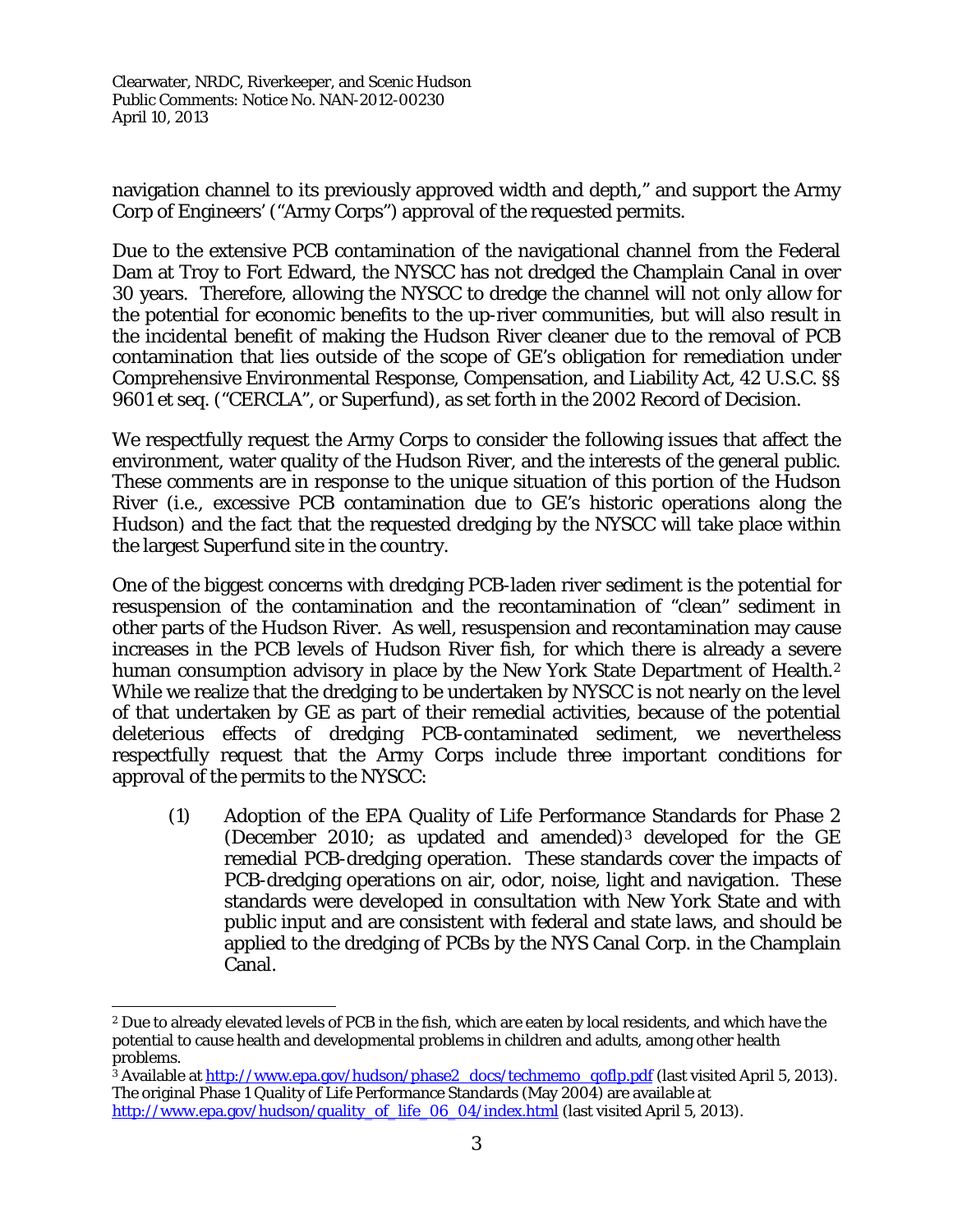navigation channel to its previously approved width and depth," and support the Army Corp of Engineers' ("Army Corps") approval of the requested permits.

Due to the extensive PCB contamination of the navigational channel from the Federal Dam at Troy to Fort Edward, the NYSCC has not dredged the Champlain Canal in over 30 years. Therefore, allowing the NYSCC to dredge the channel will not only allow for the potential for economic benefits to the up-river communities, but will also result in the incidental benefit of making the Hudson River cleaner due to the removal of PCB contamination that lies outside of the scope of GE's obligation for remediation under Comprehensive Environmental Response, Compensation, and Liability Act, 42 U.S.C. §§ 9601 et seq. ("CERCLA", or Superfund), as set forth in the 2002 Record of Decision.

We respectfully request the Army Corps to consider the following issues that affect the environment, water quality of the Hudson River, and the interests of the general public. These comments are in response to the unique situation of this portion of the Hudson River (i.e., excessive PCB contamination due to GE's historic operations along the Hudson) and the fact that the requested dredging by the NYSCC will take place within the largest Superfund site in the country.

One of the biggest concerns with dredging PCB-laden river sediment is the potential for resuspension of the contamination and the recontamination of "clean" sediment in other parts of the Hudson River. As well, resuspension and recontamination may cause increases in the PCB levels of Hudson River fish, for which there is already a severe human consumption advisory in place by the New York State Department of Health.[2] While we realize that the dredging to be undertaken by NYSCC is not nearly on the level of that undertaken by GE as part of their remedial activities, because of the potential deleterious effects of dredging PCB-contaminated sediment, we nevertheless respectfully request that the Army Corps include three important conditions for approval of the permits to the NYSCC:

(1) Adoption of the EPA Quality of Life Performance Standards for Phase 2 (December 2010; as updated and amended)[3] developed for the GE remedial PCB-dredging operation. These standards cover the impacts of PCB-dredging operations on air, odor, noise, light and navigation. These standards were developed in consultation with New York State and with public input and are consistent with federal and state laws, and should be applied to the dredging of PCBs by the NYS Canal Corp. in the Champlain Canal.

---

[2] Due to already elevated levels of PCB in the fish, which are eaten by local residents, and which have the potential to cause health and developmental problems in children and adults, among other health problems.

[3] Available at http://www.epa.gov/hudson/phase2_docs/techmemo_qoflp.pdf (last visited April 5, 2013). The original Phase 1 Quality of Life Performance Standards (May 2004) are available at http://www.epa.gov/hudson/quality_of_life_06_04/index.html (last visited April 5, 2013).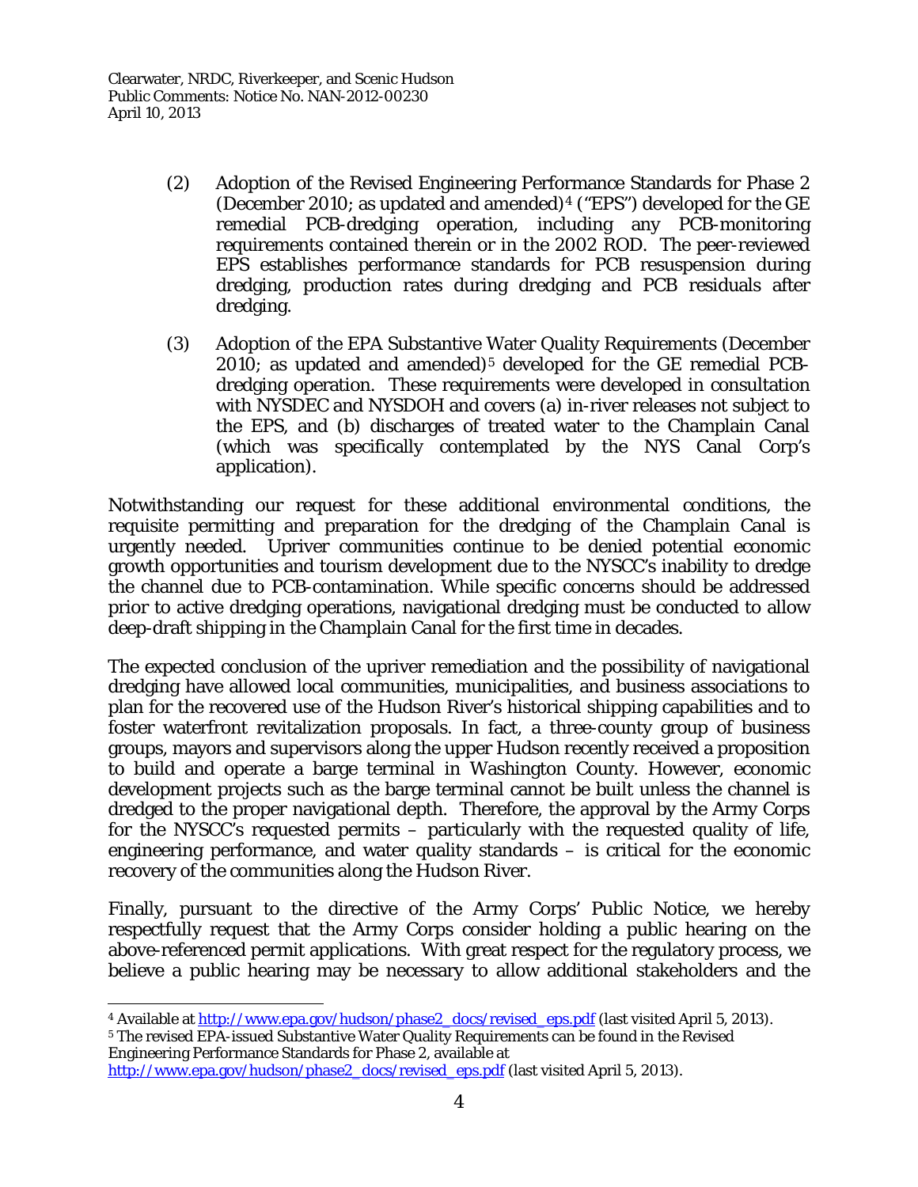(2) Adoption of the Revised Engineering Performance Standards for Phase 2 (December 2010; as updated and amended)[4] ("EPS") developed for the GE remedial PCB-dredging operation, including any PCB-monitoring requirements contained therein or in the 2002 ROD. The peer-reviewed EPS establishes performance standards for PCB resuspension during dredging, production rates during dredging and PCB residuals after dredging.

(3) Adoption of the EPA Substantive Water Quality Requirements (December 2010; as updated and amended)[5] developed for the GE remedial PCB-dredging operation. These requirements were developed in consultation with NYSDEC and NYSDOH and covers (a) in-river releases not subject to the EPS, and (b) discharges of treated water to the Champlain Canal (which was specifically contemplated by the NYS Canal Corp's application).

Notwithstanding our request for these additional environmental conditions, the requisite permitting and preparation for the dredging of the Champlain Canal is urgently needed. Upriver communities continue to be denied potential economic growth opportunities and tourism development due to the NYSCC's inability to dredge the channel due to PCB-contamination. While specific concerns should be addressed prior to active dredging operations, navigational dredging must be conducted to allow deep-draft shipping in the Champlain Canal for the first time in decades.

The expected conclusion of the upriver remediation and the possibility of navigational dredging have allowed local communities, municipalities, and business associations to plan for the recovered use of the Hudson River's historical shipping capabilities and to foster waterfront revitalization proposals. In fact, a three-county group of business groups, mayors and supervisors along the upper Hudson recently received a proposition to build and operate a barge terminal in Washington County. However, economic development projects such as the barge terminal cannot be built unless the channel is dredged to the proper navigational depth. Therefore, the approval by the Army Corps for the NYSCC's requested permits – particularly with the requested quality of life, engineering performance, and water quality standards – is critical for the economic recovery of the communities along the Hudson River.

Finally, pursuant to the directive of the Army Corps' Public Notice, we hereby respectfully request that the Army Corps consider holding a public hearing on the above-referenced permit applications. With great respect for the regulatory process, we believe a public hearing may be necessary to allow additional stakeholders and the

---

[4] Available at http://www.epa.gov/hudson/phase2_docs/revised_eps.pdf (last visited April 5, 2013).

[5] The revised EPA-issued Substantive Water Quality Requirements can be found in the Revised Engineering Performance Standards for Phase 2, available at http://www.epa.gov/hudson/phase2_docs/revised_eps.pdf (last visited April 5, 2013).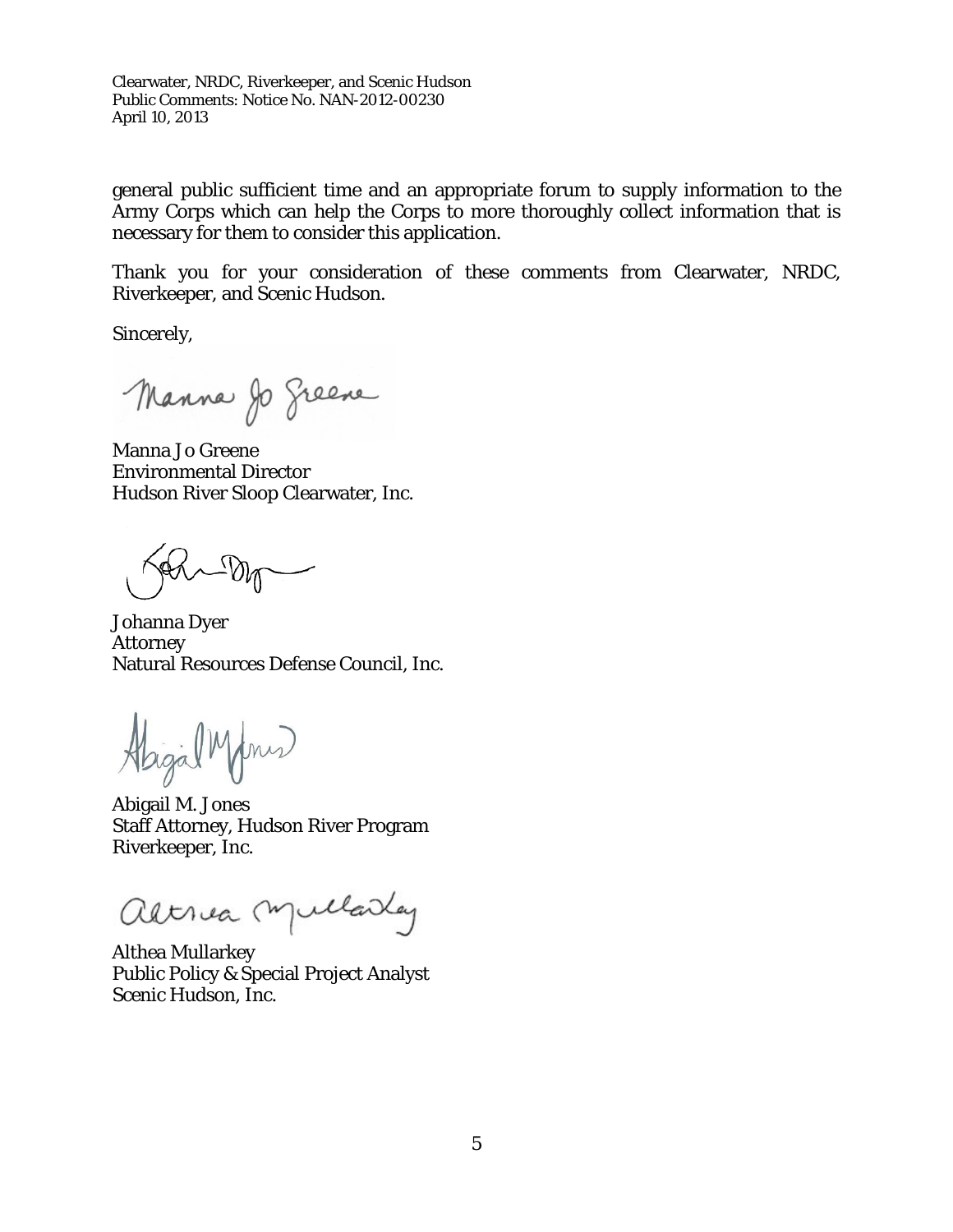general public sufficient time and an appropriate forum to supply information to the Army Corps which can help the Corps to more thoroughly collect information that is necessary for them to consider this application.

Thank you for your consideration of these comments from Clearwater, NRDC, Riverkeeper, and Scenic Hudson.

Sincerely,

Manna Jo Greene
Environmental Director
Hudson River Sloop Clearwater, Inc.

Johanna Dyer
Attorney
Natural Resources Defense Council, Inc.

Abigail M. Jones
Staff Attorney, Hudson River Program
Riverkeeper, Inc.

Althea Mullarkey
Public Policy & Special Project Analyst
Scenic Hudson, Inc.